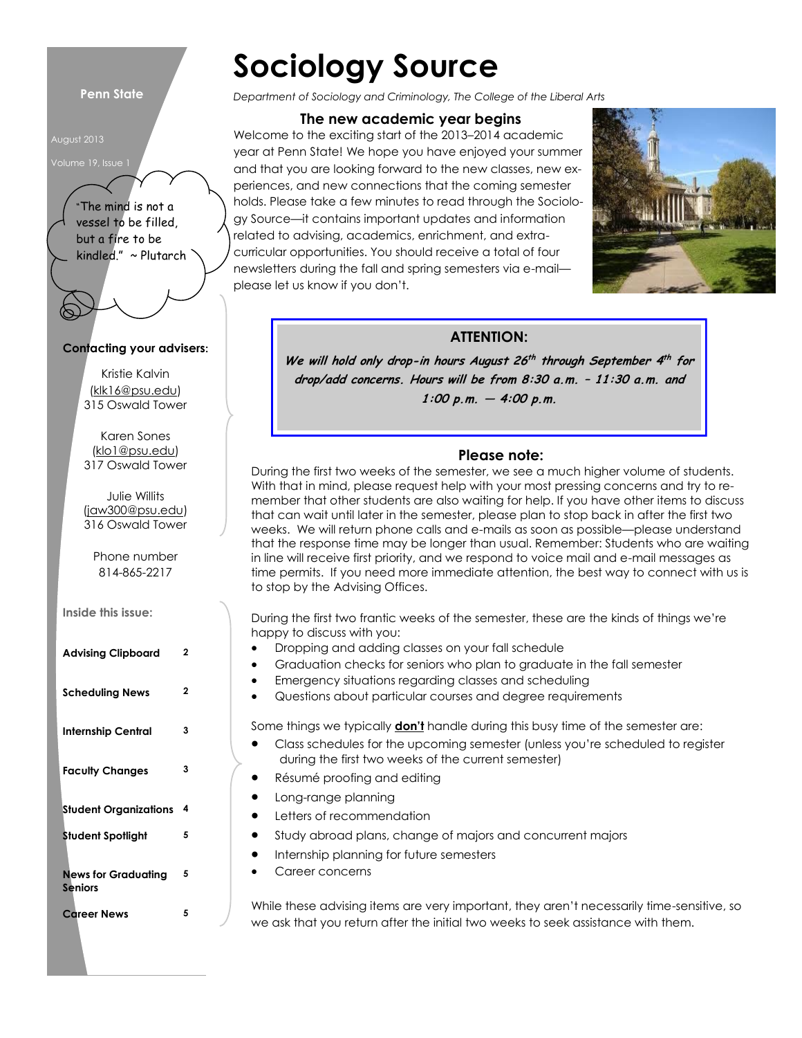# Sociology Source

*Department of Sociology and Criminology, The College of the Liberal Arts*

**Penn State**

August 2013

Volume 19, Issue 1

"The mind is not a vessel to be filled, but a fire to be kindled." ~ Plutarch

**Contacting your advisers:**

Kristie Kalvin
(klk16@psu.edu)
315 Oswald Tower

Karen Sones
(klo1@psu.edu)
317 Oswald Tower

Julie Willits
(jaw300@psu.edu)
316 Oswald Tower

Phone number
814-865-2217

**Inside this issue:**

| | |
|---|---|
| **Advising Clipboard** | 2 |
| **Scheduling News** | 2 |
| **Internship Central** | 3 |
| **Faculty Changes** | 3 |
| **Student Organizations** | 4 |
| **Student Spotlight** | 5 |
| **News for Graduating Seniors** | 5 |
| **Career News** | 5 |

## The new academic year begins

Welcome to the exciting start of the 2013–2014 academic year at Penn State! We hope you have enjoyed your summer and that you are looking forward to the new classes, new experiences, and new connections that the coming semester holds. Please take a few minutes to read through the Sociology Source—it contains important updates and information related to advising, academics, enrichment, and extra-curricular opportunities. You should receive a total of four newsletters during the fall and spring semesters via e-mail—please let us know if you don't.

### ATTENTION:

***We will hold only drop-in hours August 26th through September 4th for drop/add concerns. Hours will be from 8:30 a.m. – 11:30 a.m. and 1:00 p.m. — 4:00 p.m.***

### Please note:

During the first two weeks of the semester, we see a much higher volume of students. With that in mind, please request help with your most pressing concerns and try to remember that other students are also waiting for help. If you have other items to discuss that can wait until later in the semester, please plan to stop back in after the first two weeks. We will return phone calls and e-mails as soon as possible—please understand that the response time may be longer than usual. Remember: Students who are waiting in line will receive first priority, and we respond to voice mail and e-mail messages as time permits. If you need more immediate attention, the best way to connect with us is to stop by the Advising Offices.

During the first two frantic weeks of the semester, these are the kinds of things we're happy to discuss with you:

- Dropping and adding classes on your fall schedule
- Graduation checks for seniors who plan to graduate in the fall semester
- Emergency situations regarding classes and scheduling
- Questions about particular courses and degree requirements

Some things we typically **don't** handle during this busy time of the semester are:

- Class schedules for the upcoming semester (unless you're scheduled to register during the first two weeks of the current semester)
- Résumé proofing and editing
- Long-range planning
- Letters of recommendation
- Study abroad plans, change of majors and concurrent majors
- Internship planning for future semesters
- Career concerns

While these advising items are very important, they aren't necessarily time-sensitive, so we ask that you return after the initial two weeks to seek assistance with them.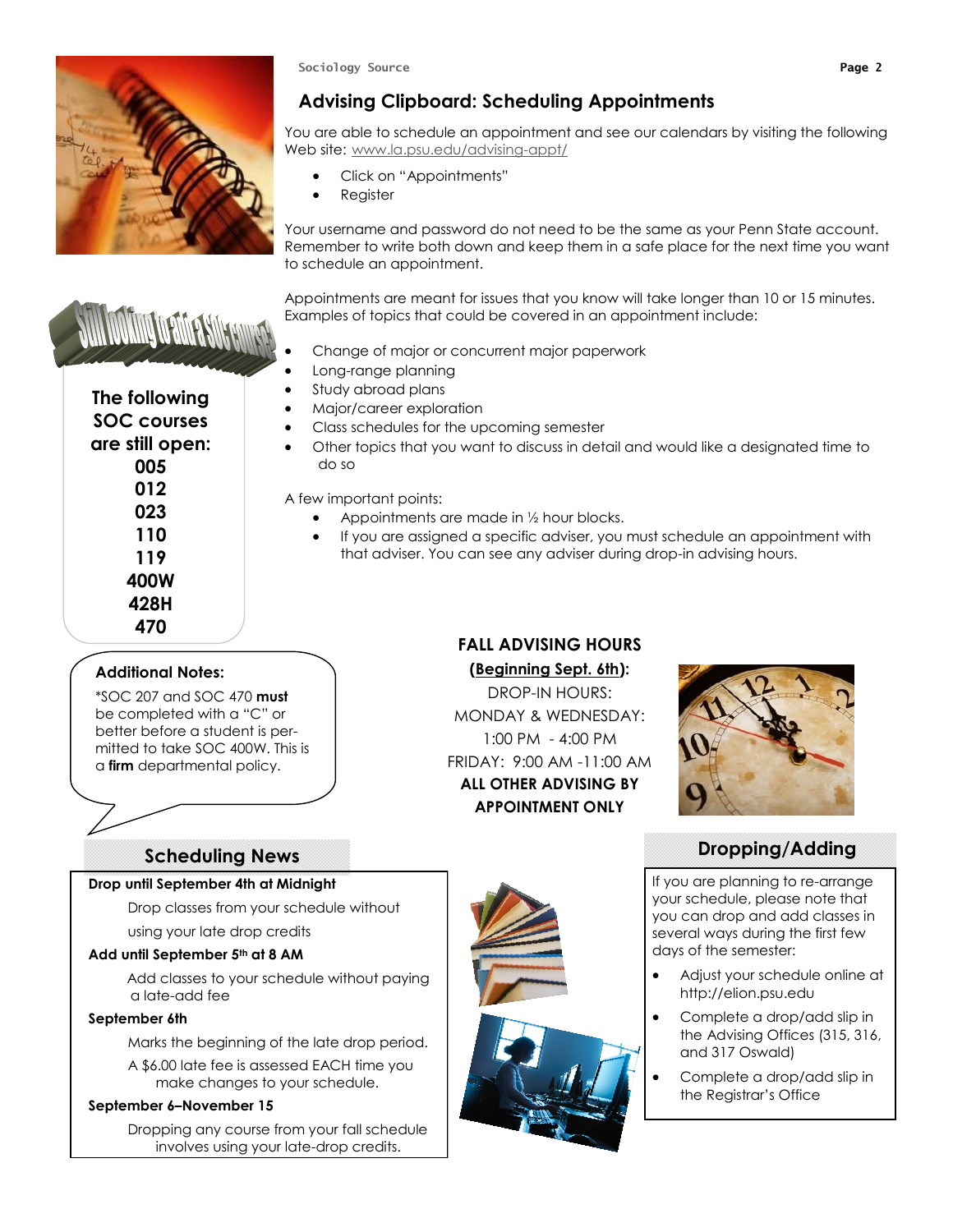## Advising Clipboard: Scheduling Appointments

You are able to schedule an appointment and see our calendars by visiting the following Web site: www.la.psu.edu/advising-appt/

- Click on "Appointments"
- Register

Your username and password do not need to be the same as your Penn State account. Remember to write both down and keep them in a safe place for the next time you want to schedule an appointment.

Appointments are meant for issues that you know will take longer than 10 or 15 minutes. Examples of topics that could be covered in an appointment include:

- Change of major or concurrent major paperwork
- Long-range planning
- Study abroad plans
- Major/career exploration
- Class schedules for the upcoming semester
- Other topics that you want to discuss in detail and would like a designated time to do so

A few important points:

- Appointments are made in ½ hour blocks.
- If you are assigned a specific adviser, you must schedule an appointment with that adviser. You can see any adviser during drop-in advising hours.

### Still looking to add a SOC course?

**The following SOC courses are still open:**

**005**
**012**
**023**
**110**
**119**
**400W**
**428H**
**470**

### Additional Notes:

*SOC 207 and SOC 470 **must** be completed with a "C" or better before a student is permitted to take SOC 400W. This is a **firm** departmental policy.

### FALL ADVISING HOURS

**(Beginning Sept. 6th):**

DROP-IN HOURS:
MONDAY & WEDNESDAY: 1:00 PM - 4:00 PM
FRIDAY: 9:00 AM -11:00 AM

**ALL OTHER ADVISING BY APPOINTMENT ONLY**

## Scheduling News

**Drop until September 4th at Midnight**

Drop classes from your schedule without using your late drop credits

**Add until September 5th at 8 AM**

Add classes to your schedule without paying a late-add fee

**September 6th**

Marks the beginning of the late drop period.

A $6.00 late fee is assessed EACH time you make changes to your schedule.

**September 6–November 15**

Dropping any course from your fall schedule involves using your late-drop credits.

## Dropping/Adding

If you are planning to re-arrange your schedule, please note that you can drop and add classes in several ways during the first few days of the semester:

- Adjust your schedule online at http://elion.psu.edu
- Complete a drop/add slip in the Advising Offices (315, 316, and 317 Oswald)
- Complete a drop/add slip in the Registrar's Office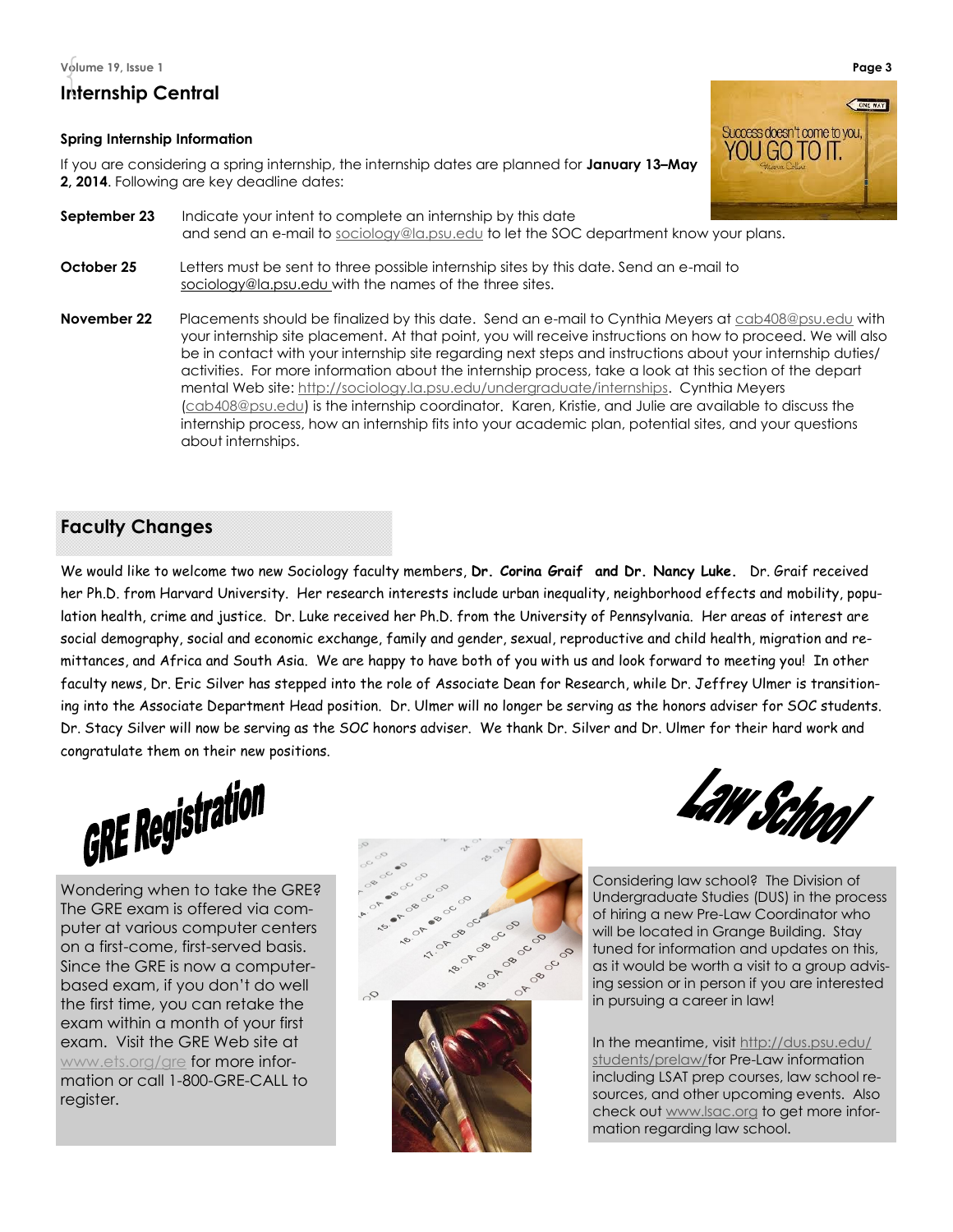## Internship Central

### Spring Internship Information

If you are considering a spring internship, the internship dates are planned for **January 13–May 2, 2014**. Following are key deadline dates:

**September 23** Indicate your intent to complete an internship by this date and send an e-mail to sociology@la.psu.edu to let the SOC department know your plans.

**October 25** Letters must be sent to three possible internship sites by this date. Send an e-mail to sociology@la.psu.edu with the names of the three sites.

**November 22** Placements should be finalized by this date. Send an e-mail to Cynthia Meyers at cab408@psu.edu with your internship site placement. At that point, you will receive instructions on how to proceed. We will also be in contact with your internship site regarding next steps and instructions about your internship duties/ activities. For more information about the internship process, take a look at this section of the departmental Web site: http://sociology.la.psu.edu/undergraduate/internships. Cynthia Meyers (cab408@psu.edu) is the internship coordinator. Karen, Kristie, and Julie are available to discuss the internship process, how an internship fits into your academic plan, potential sites, and your questions about internships.

## Faculty Changes

We would like to welcome two new Sociology faculty members, **Dr. Corina Graif and Dr. Nancy Luke.** Dr. Graif received her Ph.D. from Harvard University. Her research interests include urban inequality, neighborhood effects and mobility, population health, crime and justice. Dr. Luke received her Ph.D. from the University of Pennsylvania. Her areas of interest are social demography, social and economic exchange, family and gender, sexual, reproductive and child health, migration and remittances, and Africa and South Asia. We are happy to have both of you with us and look forward to meeting you! In other faculty news, Dr. Eric Silver has stepped into the role of Associate Dean for Research, while Dr. Jeffrey Ulmer is transitioning into the Associate Department Head position. Dr. Ulmer will no longer be serving as the honors adviser for SOC students. Dr. Stacy Silver will now be serving as the SOC honors adviser. We thank Dr. Silver and Dr. Ulmer for their hard work and congratulate them on their new positions.

## GRE Registration

Wondering when to take the GRE? The GRE exam is offered via computer at various computer centers on a first-come, first-served basis. Since the GRE is now a computer-based exam, if you don't do well the first time, you can retake the exam within a month of your first exam. Visit the GRE Web site at www.ets.org/gre for more information or call 1-800-GRE-CALL to register.

## Law School

Considering law school? The Division of Undergraduate Studies (DUS) in the process of hiring a new Pre-Law Coordinator who will be located in Grange Building. Stay tuned for information and updates on this, as it would be worth a visit to a group advising session or in person if you are interested in pursuing a career in law!

In the meantime, visit http://dus.psu.edu/students/prelaw/for Pre-Law information including LSAT prep courses, law school resources, and other upcoming events. Also check out www.lsac.org to get more information regarding law school.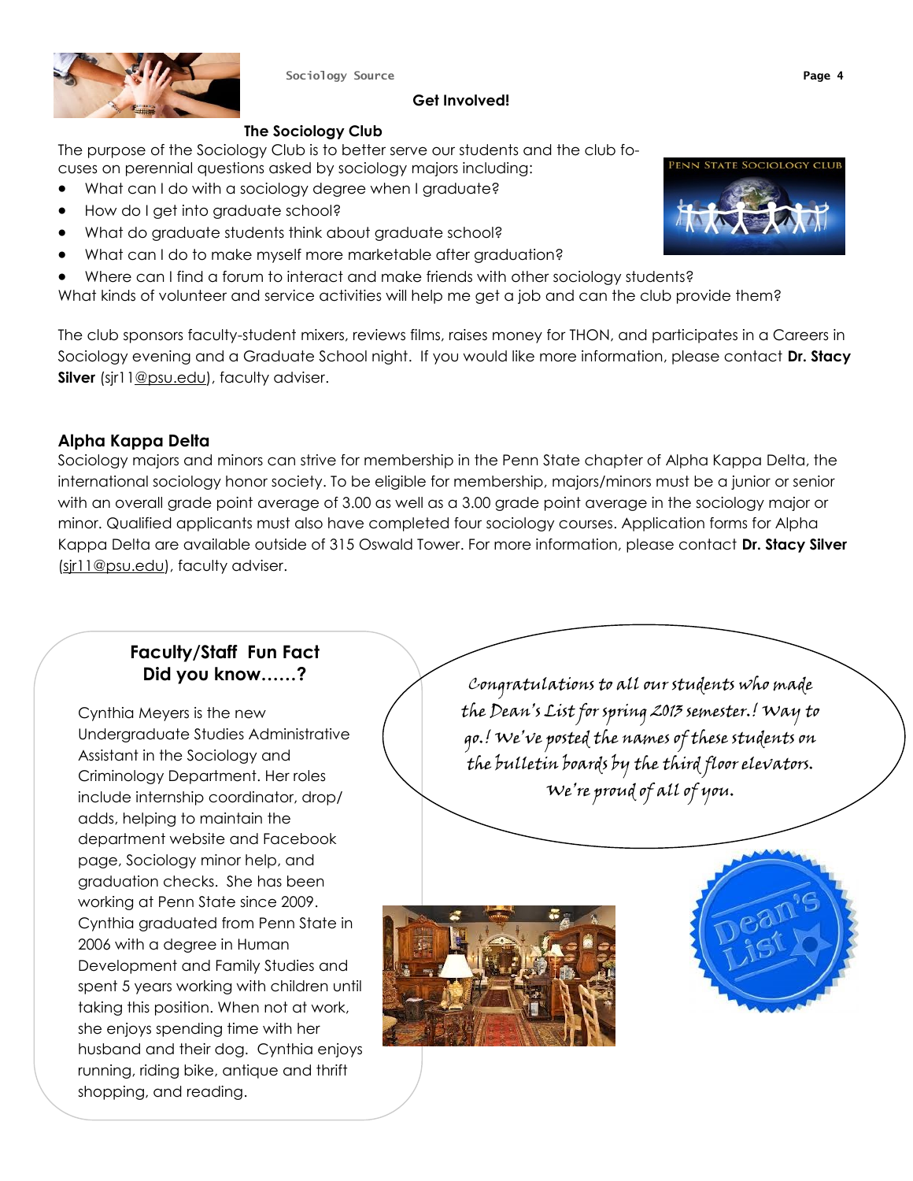## Get Involved!

### The Sociology Club

The purpose of the Sociology Club is to better serve our students and the club focuses on perennial questions asked by sociology majors including:

- What can I do with a sociology degree when I graduate?
- How do I get into graduate school?
- What do graduate students think about graduate school?
- What can I do to make myself more marketable after graduation?
- Where can I find a forum to interact and make friends with other sociology students?

What kinds of volunteer and service activities will help me get a job and can the club provide them?

The club sponsors faculty-student mixers, reviews films, raises money for THON, and participates in a Careers in Sociology evening and a Graduate School night. If you would like more information, please contact **Dr. Stacy Silver** (sjr11@psu.edu), faculty adviser.

### Alpha Kappa Delta

Sociology majors and minors can strive for membership in the Penn State chapter of Alpha Kappa Delta, the international sociology honor society. To be eligible for membership, majors/minors must be a junior or senior with an overall grade point average of 3.00 as well as a 3.00 grade point average in the sociology major or minor. Qualified applicants must also have completed four sociology courses. Application forms for Alpha Kappa Delta are available outside of 315 Oswald Tower. For more information, please contact **Dr. Stacy Silver** (sjr11@psu.edu), faculty adviser.

### Faculty/Staff Fun Fact
### Did you know……?

Cynthia Meyers is the new Undergraduate Studies Administrative Assistant in the Sociology and Criminology Department. Her roles include internship coordinator, drop/adds, helping to maintain the department website and Facebook page, Sociology minor help, and graduation checks. She has been working at Penn State since 2009. Cynthia graduated from Penn State in 2006 with a degree in Human Development and Family Studies and spent 5 years working with children until taking this position. When not at work, she enjoys spending time with her husband and their dog. Cynthia enjoys running, riding bike, antique and thrift shopping, and reading.

*Congratulations to all our students who made the Dean's List for spring 2013 semester.! Way to go.! We've posted the names of these students on the bulletin boards by the third floor elevators. We're proud of all of you.*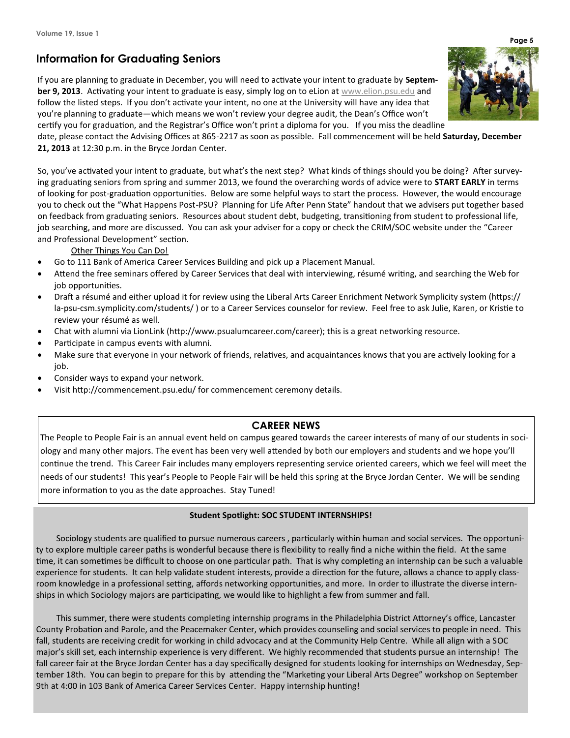## Information for Graduating Seniors

If you are planning to graduate in December, you will need to activate your intent to graduate by **September 9, 2013**. Activating your intent to graduate is easy, simply log on to eLion at www.elion.psu.edu and follow the listed steps. If you don't activate your intent, no one at the University will have any idea that you're planning to graduate—which means we won't review your degree audit, the Dean's Office won't certify you for graduation, and the Registrar's Office won't print a diploma for you. If you miss the deadline date, please contact the Advising Offices at 865-2217 as soon as possible. Fall commencement will be held **Saturday, December 21, 2013** at 12:30 p.m. in the Bryce Jordan Center.

So, you've activated your intent to graduate, but what's the next step? What kinds of things should you be doing? After surveying graduating seniors from spring and summer 2013, we found the overarching words of advice were to **START EARLY** in terms of looking for post-graduation opportunities. Below are some helpful ways to start the process. However, the would encourage you to check out the "What Happens Post-PSU? Planning for Life After Penn State" handout that we advisers put together based on feedback from graduating seniors. Resources about student debt, budgeting, transitioning from student to professional life, job searching, and more are discussed. You can ask your adviser for a copy or check the CRIM/SOC website under the "Career and Professional Development" section.

Other Things You Can Do!

- Go to 111 Bank of America Career Services Building and pick up a Placement Manual.
- Attend the free seminars offered by Career Services that deal with interviewing, résumé writing, and searching the Web for job opportunities.
- Draft a résumé and either upload it for review using the Liberal Arts Career Enrichment Network Symplicity system (https://la-psu-csm.symplicity.com/students/ ) or to a Career Services counselor for review. Feel free to ask Julie, Karen, or Kristie to review your résumé as well.
- Chat with alumni via LionLink (http://www.psualumcareer.com/career); this is a great networking resource.
- Participate in campus events with alumni.
- Make sure that everyone in your network of friends, relatives, and acquaintances knows that you are actively looking for a job.
- Consider ways to expand your network.
- Visit http://commencement.psu.edu/ for commencement ceremony details.

## CAREER NEWS

The People to People Fair is an annual event held on campus geared towards the career interests of many of our students in sociology and many other majors. The event has been very well attended by both our employers and students and we hope you'll continue the trend. This Career Fair includes many employers representing service oriented careers, which we feel will meet the needs of our students! This year's People to People Fair will be held this spring at the Bryce Jordan Center. We will be sending more information to you as the date approaches. Stay Tuned!

### Student Spotlight: SOC STUDENT INTERNSHIPS!

Sociology students are qualified to pursue numerous careers , particularly within human and social services. The opportunity to explore multiple career paths is wonderful because there is flexibility to really find a niche within the field. At the same time, it can sometimes be difficult to choose on one particular path. That is why completing an internship can be such a valuable experience for students. It can help validate student interests, provide a direction for the future, allows a chance to apply classroom knowledge in a professional setting, affords networking opportunities, and more. In order to illustrate the diverse internships in which Sociology majors are participating, we would like to highlight a few from summer and fall.

This summer, there were students completing internship programs in the Philadelphia District Attorney's office, Lancaster County Probation and Parole, and the Peacemaker Center, which provides counseling and social services to people in need. This fall, students are receiving credit for working in child advocacy and at the Community Help Centre. While all align with a SOC major's skill set, each internship experience is very different. We highly recommended that students pursue an internship! The fall career fair at the Bryce Jordan Center has a day specifically designed for students looking for internships on Wednesday, September 18th. You can begin to prepare for this by attending the "Marketing your Liberal Arts Degree" workshop on September 9th at 4:00 in 103 Bank of America Career Services Center. Happy internship hunting!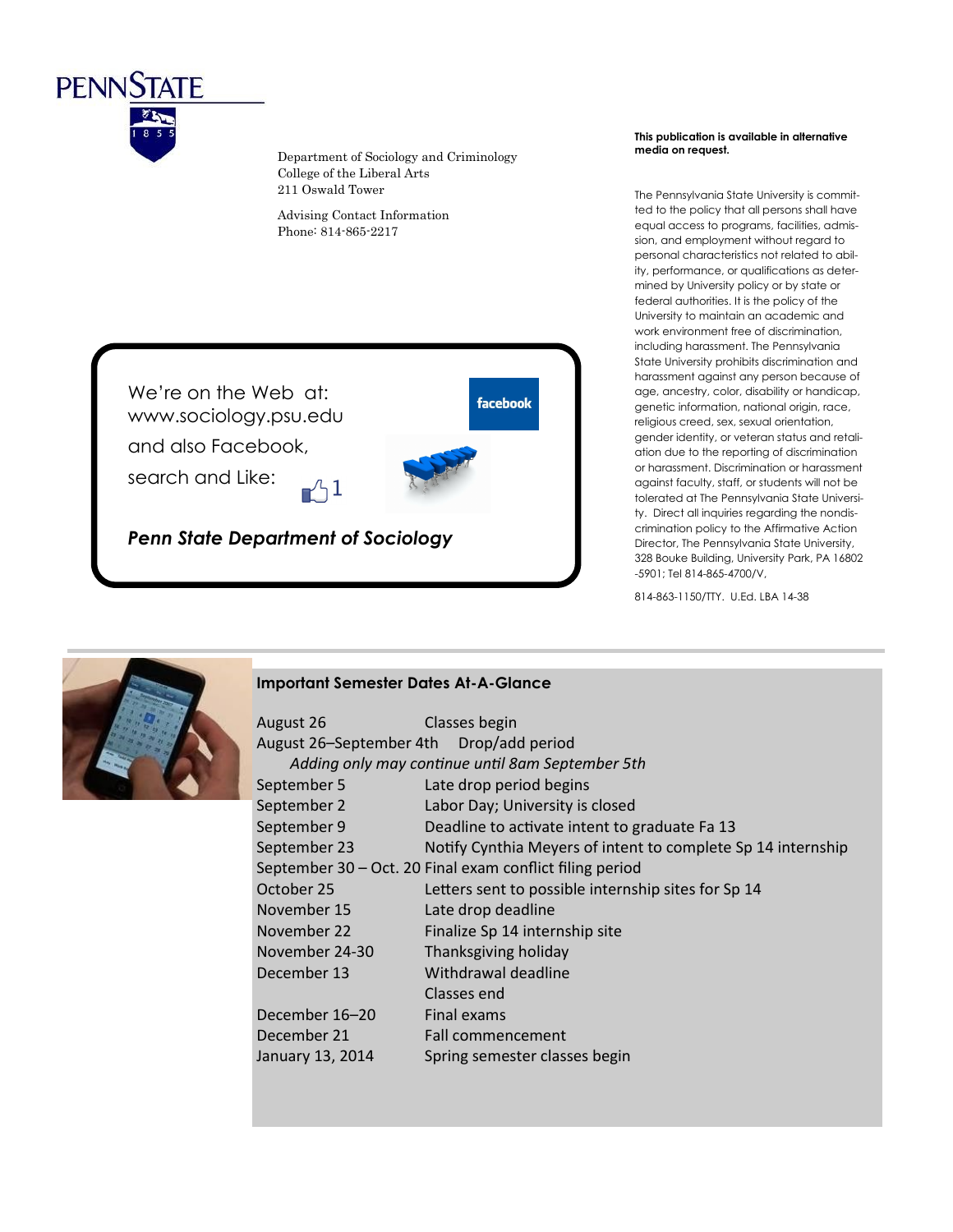PENNSTATE

Department of Sociology and Criminology
College of the Liberal Arts
211 Oswald Tower

Advising Contact Information
Phone: 814-865-2217

**This publication is available in alternative media on request.**

The Pennsylvania State University is committed to the policy that all persons shall have equal access to programs, facilities, admission, and employment without regard to personal characteristics not related to ability, performance, or qualifications as determined by University policy or by state or federal authorities. It is the policy of the University to maintain an academic and work environment free of discrimination, including harassment. The Pennsylvania State University prohibits discrimination and harassment against any person because of age, ancestry, color, disability or handicap, genetic information, national origin, race, religious creed, sex, sexual orientation, gender identity, or veteran status and retaliation due to the reporting of discrimination or harassment. Discrimination or harassment against faculty, staff, or students will not be tolerated at The Pennsylvania State University. Direct all inquiries regarding the nondiscrimination policy to the Affirmative Action Director, The Pennsylvania State University, 328 Bouke Building, University Park, PA 16802-5901; Tel 814-865-4700/V,

814-863-1150/TTY. U.Ed. LBA 14-38

We're on the Web at:
www.sociology.psu.edu
and also Facebook,
search and Like:

***Penn State Department of Sociology***

### Important Semester Dates At-A-Glance

| | |
|---|---|
| August 26 | Classes begin |
| August 26–September 4th | Drop/add period |
| | *Adding only may continue until 8am September 5th* |
| September 5 | Late drop period begins |
| September 2 | Labor Day; University is closed |
| September 9 | Deadline to activate intent to graduate Fa 13 |
| September 23 | Notify Cynthia Meyers of intent to complete Sp 14 internship |
| September 30 – Oct. 20 | Final exam conflict filing period |
| October 25 | Letters sent to possible internship sites for Sp 14 |
| November 15 | Late drop deadline |
| November 22 | Finalize Sp 14 internship site |
| November 24-30 | Thanksgiving holiday |
| December 13 | Withdrawal deadline |
| | Classes end |
| December 16–20 | Final exams |
| December 21 | Fall commencement |
| January 13, 2014 | Spring semester classes begin |